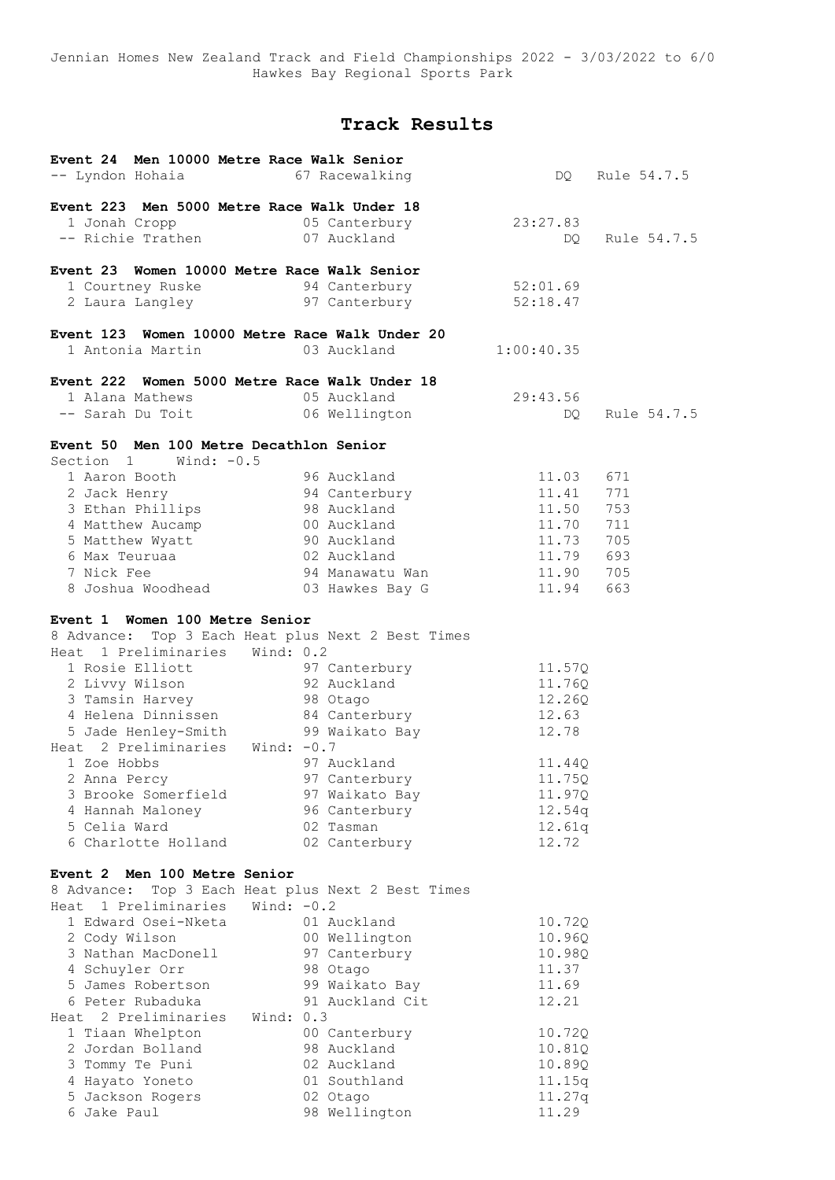Jennian Homes New Zealand Track and Field Championships 2022 - 3/03/2022 to 6/0
Hawkes Bay Regional Sports Park

# Track Results

**Event 24 Men 10000 Metre Race Walk Senior**

| | | | | |
|---|---|---|---|---|
| -- | Lyndon Hohaia | 67 Racewalking | DQ | Rule 54.7.5 |

**Event 223 Men 5000 Metre Race Walk Under 18**

| | | | | |
|---|---|---|---|---|
| 1 | Jonah Cropp | 05 Canterbury | 23:27.83 | |
| -- | Richie Trathen | 07 Auckland | DQ | Rule 54.7.5 |

**Event 23 Women 10000 Metre Race Walk Senior**

| | | | |
|---|---|---|---|
| 1 | Courtney Ruske | 94 Canterbury | 52:01.69 |
| 2 | Laura Langley | 97 Canterbury | 52:18.47 |

**Event 123 Women 10000 Metre Race Walk Under 20**

| | | | |
|---|---|---|---|
| 1 | Antonia Martin | 03 Auckland | 1:00:40.35 |

**Event 222 Women 5000 Metre Race Walk Under 18**

| | | | | |
|---|---|---|---|---|
| 1 | Alana Mathews | 05 Auckland | 29:43.56 | |
| -- | Sarah Du Toit | 06 Wellington | DQ | Rule 54.7.5 |

**Event 50 Men 100 Metre Decathlon Senior**

Section 1 Wind: -0.5

| | | | | |
|---|---|---|---|---|
| 1 | Aaron Booth | 96 Auckland | 11.03 | 671 |
| 2 | Jack Henry | 94 Canterbury | 11.41 | 771 |
| 3 | Ethan Phillips | 98 Auckland | 11.50 | 753 |
| 4 | Matthew Aucamp | 00 Auckland | 11.70 | 711 |
| 5 | Matthew Wyatt | 90 Auckland | 11.73 | 705 |
| 6 | Max Teuruaa | 02 Auckland | 11.79 | 693 |
| 7 | Nick Fee | 94 Manawatu Wan | 11.90 | 705 |
| 8 | Joshua Woodhead | 03 Hawkes Bay G | 11.94 | 663 |

**Event 1 Women 100 Metre Senior**

8 Advance: Top 3 Each Heat plus Next 2 Best Times

Heat 1 Preliminaries Wind: 0.2

| | | | |
|---|---|---|---|
| 1 | Rosie Elliott | 97 Canterbury | 11.57Q |
| 2 | Livvy Wilson | 92 Auckland | 11.76Q |
| 3 | Tamsin Harvey | 98 Otago | 12.26Q |
| 4 | Helena Dinnissen | 84 Canterbury | 12.63 |
| 5 | Jade Henley-Smith | 99 Waikato Bay | 12.78 |

Heat 2 Preliminaries Wind: -0.7

| | | | |
|---|---|---|---|
| 1 | Zoe Hobbs | 97 Auckland | 11.44Q |
| 2 | Anna Percy | 97 Canterbury | 11.75Q |
| 3 | Brooke Somerfield | 97 Waikato Bay | 11.97Q |
| 4 | Hannah Maloney | 96 Canterbury | 12.54q |
| 5 | Celia Ward | 02 Tasman | 12.61q |
| 6 | Charlotte Holland | 02 Canterbury | 12.72 |

**Event 2 Men 100 Metre Senior**

8 Advance: Top 3 Each Heat plus Next 2 Best Times

Heat 1 Preliminaries Wind: -0.2

| | | | |
|---|---|---|---|
| 1 | Edward Osei-Nketa | 01 Auckland | 10.72Q |
| 2 | Cody Wilson | 00 Wellington | 10.96Q |
| 3 | Nathan MacDonell | 97 Canterbury | 10.98Q |
| 4 | Schuyler Orr | 98 Otago | 11.37 |
| 5 | James Robertson | 99 Waikato Bay | 11.69 |
| 6 | Peter Rubaduka | 91 Auckland Cit | 12.21 |

Heat 2 Preliminaries Wind: 0.3

| | | | |
|---|---|---|---|
| 1 | Tiaan Whelpton | 00 Canterbury | 10.72Q |
| 2 | Jordan Bolland | 98 Auckland | 10.81Q |
| 3 | Tommy Te Puni | 02 Auckland | 10.89Q |
| 4 | Hayato Yoneto | 01 Southland | 11.15q |
| 5 | Jackson Rogers | 02 Otago | 11.27q |
| 6 | Jake Paul | 98 Wellington | 11.29 |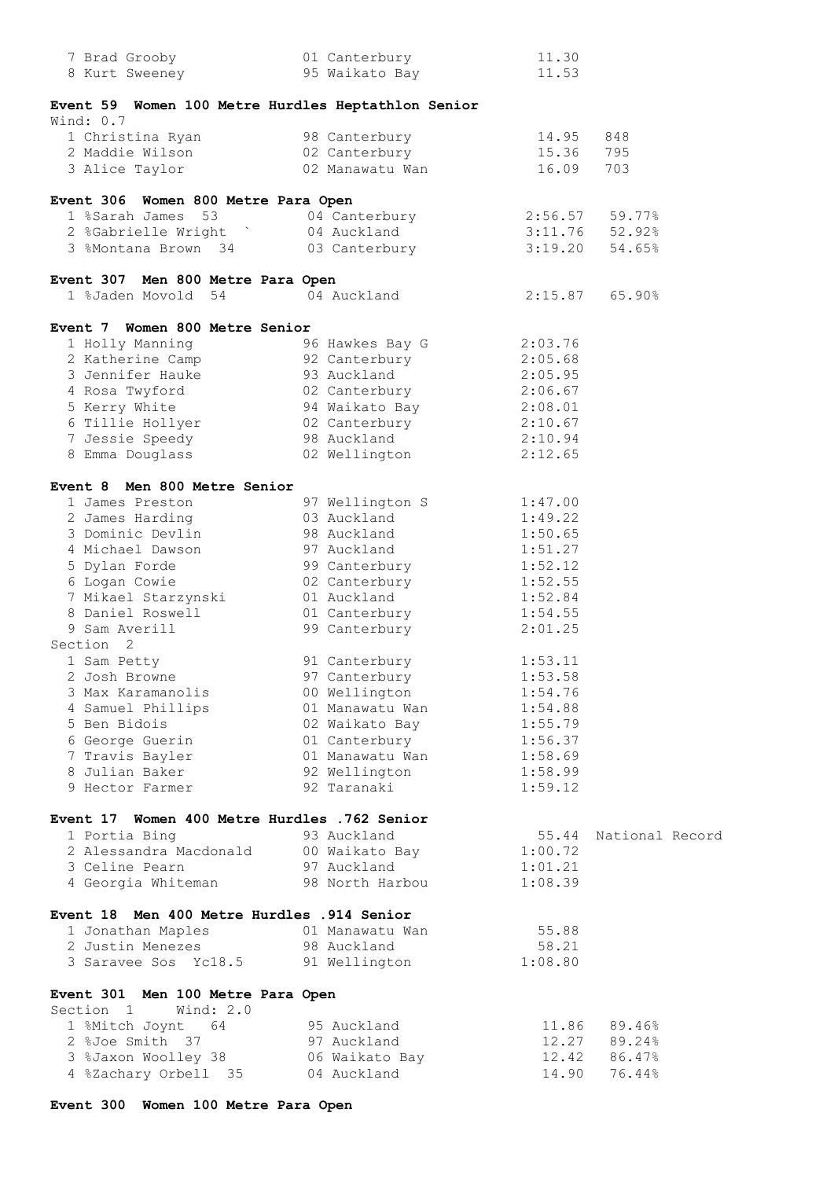| | | | |
|---|---|---|---|
| 7 Brad Grooby | 01 Canterbury | 11.30 | |
| 8 Kurt Sweeney | 95 Waikato Bay | 11.53 | |

**Event 59 Women 100 Metre Hurdles Heptathlon Senior**

Wind: 0.7

| | | | |
|---|---|---|---|
| 1 Christina Ryan | 98 Canterbury | 14.95 | 848 |
| 2 Maddie Wilson | 02 Canterbury | 15.36 | 795 |
| 3 Alice Taylor | 02 Manawatu Wan | 16.09 | 703 |

**Event 306 Women 800 Metre Para Open**

| | | | |
|---|---|---|---|
| 1 %Sarah James 53 | 04 Canterbury | 2:56.57 | 59.77% |
| 2 %Gabrielle Wright ` | 04 Auckland | 3:11.76 | 52.92% |
| 3 %Montana Brown 34 | 03 Canterbury | 3:19.20 | 54.65% |

**Event 307 Men 800 Metre Para Open**

| | | | |
|---|---|---|---|
| 1 %Jaden Movold 54 | 04 Auckland | 2:15.87 | 65.90% |

**Event 7 Women 800 Metre Senior**

| | | |
|---|---|---|
| 1 Holly Manning | 96 Hawkes Bay G | 2:03.76 |
| 2 Katherine Camp | 92 Canterbury | 2:05.68 |
| 3 Jennifer Hauke | 93 Auckland | 2:05.95 |
| 4 Rosa Twyford | 02 Canterbury | 2:06.67 |
| 5 Kerry White | 94 Waikato Bay | 2:08.01 |
| 6 Tillie Hollyer | 02 Canterbury | 2:10.67 |
| 7 Jessie Speedy | 98 Auckland | 2:10.94 |
| 8 Emma Douglass | 02 Wellington | 2:12.65 |

**Event 8 Men 800 Metre Senior**

| | | |
|---|---|---|
| 1 James Preston | 97 Wellington S | 1:47.00 |
| 2 James Harding | 03 Auckland | 1:49.22 |
| 3 Dominic Devlin | 98 Auckland | 1:50.65 |
| 4 Michael Dawson | 97 Auckland | 1:51.27 |
| 5 Dylan Forde | 99 Canterbury | 1:52.12 |
| 6 Logan Cowie | 02 Canterbury | 1:52.55 |
| 7 Mikael Starzynski | 01 Auckland | 1:52.84 |
| 8 Daniel Roswell | 01 Canterbury | 1:54.55 |
| 9 Sam Averill | 99 Canterbury | 2:01.25 |

Section 2

| | | |
|---|---|---|
| 1 Sam Petty | 91 Canterbury | 1:53.11 |
| 2 Josh Browne | 97 Canterbury | 1:53.58 |
| 3 Max Karamanolis | 00 Wellington | 1:54.76 |
| 4 Samuel Phillips | 01 Manawatu Wan | 1:54.88 |
| 5 Ben Bidois | 02 Waikato Bay | 1:55.79 |
| 6 George Guerin | 01 Canterbury | 1:56.37 |
| 7 Travis Bayler | 01 Manawatu Wan | 1:58.69 |
| 8 Julian Baker | 92 Wellington | 1:58.99 |
| 9 Hector Farmer | 92 Taranaki | 1:59.12 |

**Event 17 Women 400 Metre Hurdles .762 Senior**

| | | | |
|---|---|---|---|
| 1 Portia Bing | 93 Auckland | 55.44 | National Record |
| 2 Alessandra Macdonald | 00 Waikato Bay | 1:00.72 | |
| 3 Celine Pearn | 97 Auckland | 1:01.21 | |
| 4 Georgia Whiteman | 98 North Harbou | 1:08.39 | |

**Event 18 Men 400 Metre Hurdles .914 Senior**

| | | |
|---|---|---|
| 1 Jonathan Maples | 01 Manawatu Wan | 55.88 |
| 2 Justin Menezes | 98 Auckland | 58.21 |
| 3 Saravee Sos Yc18.5 | 91 Wellington | 1:08.80 |

**Event 301 Men 100 Metre Para Open**

Section 1 Wind: 2.0

| | | | |
|---|---|---|---|
| 1 %Mitch Joynt 64 | 95 Auckland | 11.86 | 89.46% |
| 2 %Joe Smith 37 | 97 Auckland | 12.27 | 89.24% |
| 3 %Jaxon Woolley 38 | 06 Waikato Bay | 12.42 | 86.47% |
| 4 %Zachary Orbell 35 | 04 Auckland | 14.90 | 76.44% |

**Event 300 Women 100 Metre Para Open**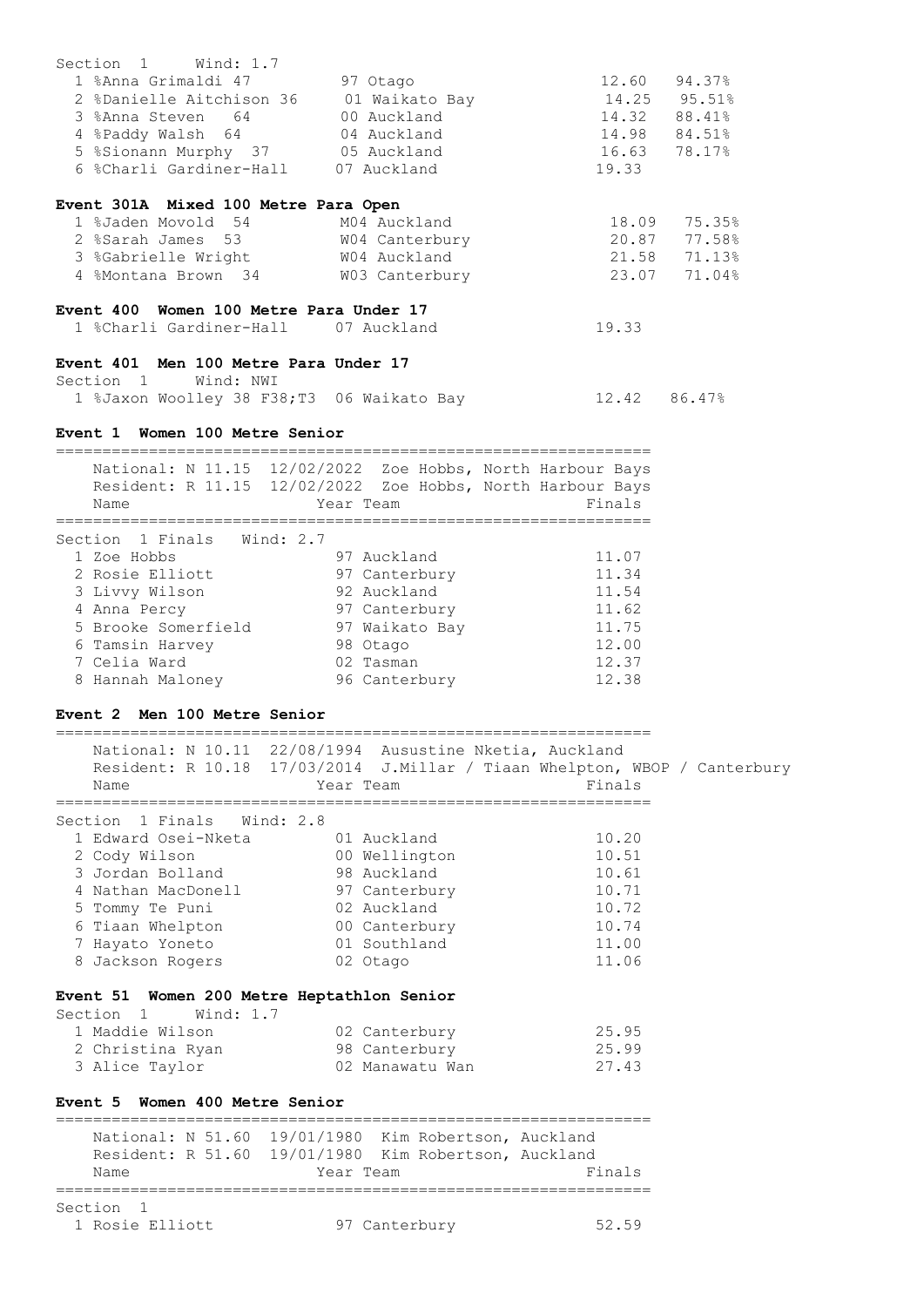Section 1 Wind: 1.7

| Place | Name | Year Team | Finals | % |
|---|---|---|---|---|
| 1 | %Anna Grimaldi 47 | 97 Otago | 12.60 | 94.37% |
| 2 | %Danielle Aitchison 36 | 01 Waikato Bay | 14.25 | 95.51% |
| 3 | %Anna Steven 64 | 00 Auckland | 14.32 | 88.41% |
| 4 | %Paddy Walsh 64 | 04 Auckland | 14.98 | 84.51% |
| 5 | %Sionann Murphy 37 | 05 Auckland | 16.63 | 78.17% |
| 6 | %Charli Gardiner-Hall | 07 Auckland | 19.33 | |

**Event 301A Mixed 100 Metre Para Open**

| Place | Name | Year Team | Finals | % |
|---|---|---|---|---|
| 1 | %Jaden Movold 54 | M04 Auckland | 18.09 | 75.35% |
| 2 | %Sarah James 53 | W04 Canterbury | 20.87 | 77.58% |
| 3 | %Gabrielle Wright | W04 Auckland | 21.58 | 71.13% |
| 4 | %Montana Brown 34 | W03 Canterbury | 23.07 | 71.04% |

**Event 400 Women 100 Metre Para Under 17**

| Place | Name | Year Team | Finals |
|---|---|---|---|
| 1 | %Charli Gardiner-Hall | 07 Auckland | 19.33 |

**Event 401 Men 100 Metre Para Under 17**

Section 1 Wind: NWI

| Place | Name | Year Team | Finals | % |
|---|---|---|---|---|
| 1 | %Jaxon Woolley 38 F38;T3 | 06 Waikato Bay | 12.42 | 86.47% |

**Event 1 Women 100 Metre Senior**

National: N 11.15 12/02/2022 Zoe Hobbs, North Harbour Bays
Resident: R 11.15 12/02/2022 Zoe Hobbs, North Harbour Bays

Section 1 Finals Wind: 2.7

| Place | Name | Year Team | Finals |
|---|---|---|---|
| 1 | Zoe Hobbs | 97 Auckland | 11.07 |
| 2 | Rosie Elliott | 97 Canterbury | 11.34 |
| 3 | Livvy Wilson | 92 Auckland | 11.54 |
| 4 | Anna Percy | 97 Canterbury | 11.62 |
| 5 | Brooke Somerfield | 97 Waikato Bay | 11.75 |
| 6 | Tamsin Harvey | 98 Otago | 12.00 |
| 7 | Celia Ward | 02 Tasman | 12.37 |
| 8 | Hannah Maloney | 96 Canterbury | 12.38 |

**Event 2 Men 100 Metre Senior**

National: N 10.11 22/08/1994 Ausustine Nketia, Auckland
Resident: R 10.18 17/03/2014 J.Millar / Tiaan Whelpton, WBOP / Canterbury

Section 1 Finals Wind: 2.8

| Place | Name | Year Team | Finals |
|---|---|---|---|
| 1 | Edward Osei-Nketa | 01 Auckland | 10.20 |
| 2 | Cody Wilson | 00 Wellington | 10.51 |
| 3 | Jordan Bolland | 98 Auckland | 10.61 |
| 4 | Nathan MacDonell | 97 Canterbury | 10.71 |
| 5 | Tommy Te Puni | 02 Auckland | 10.72 |
| 6 | Tiaan Whelpton | 00 Canterbury | 10.74 |
| 7 | Hayato Yoneto | 01 Southland | 11.00 |
| 8 | Jackson Rogers | 02 Otago | 11.06 |

**Event 51 Women 200 Metre Heptathlon Senior**

Section 1 Wind: 1.7

| Place | Name | Year Team | Finals |
|---|---|---|---|
| 1 | Maddie Wilson | 02 Canterbury | 25.95 |
| 2 | Christina Ryan | 98 Canterbury | 25.99 |
| 3 | Alice Taylor | 02 Manawatu Wan | 27.43 |

**Event 5 Women 400 Metre Senior**

National: N 51.60 19/01/1980 Kim Robertson, Auckland
Resident: R 51.60 19/01/1980 Kim Robertson, Auckland

Section 1

| Place | Name | Year Team | Finals |
|---|---|---|---|
| 1 | Rosie Elliott | 97 Canterbury | 52.59 |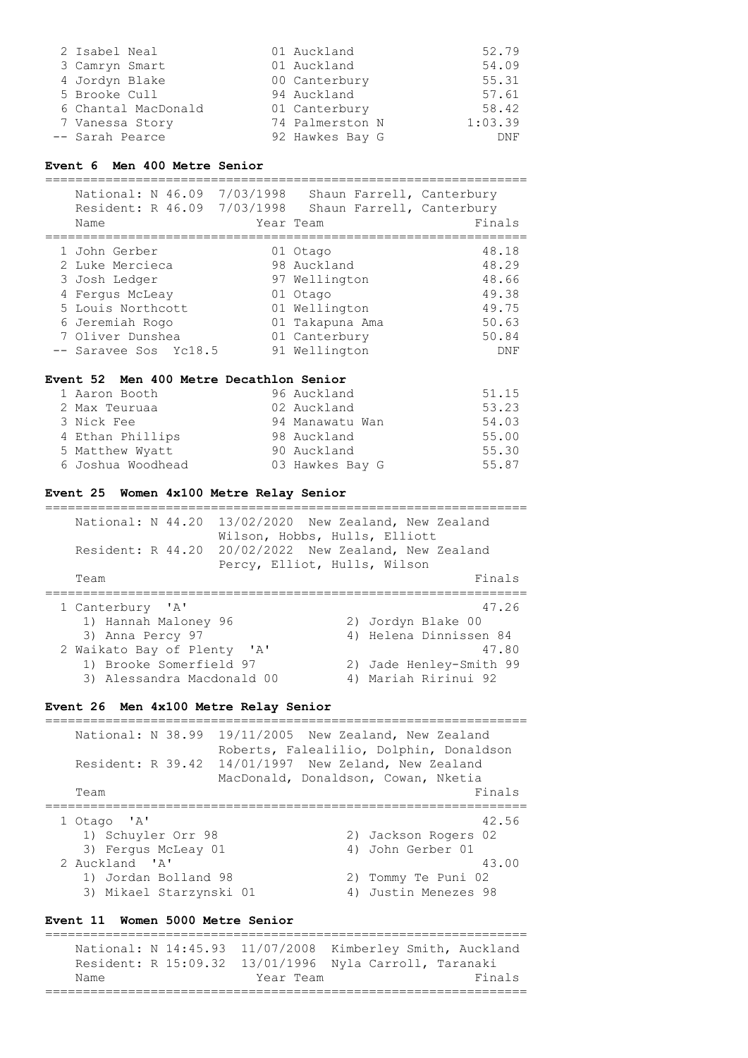| | | |
|---|---|---|
| 2 Isabel Neal | 01 Auckland | 52.79 |
| 3 Camryn Smart | 01 Auckland | 54.09 |
| 4 Jordyn Blake | 00 Canterbury | 55.31 |
| 5 Brooke Cull | 94 Auckland | 57.61 |
| 6 Chantal MacDonald | 01 Canterbury | 58.42 |
| 7 Vanessa Story | 74 Palmerston N | 1:03.39 |
| -- Sarah Pearce | 92 Hawkes Bay G | DNF |

### Event 6 Men 400 Metre Senior

National: N 46.09 7/03/1998 Shaun Farrell, Canterbury
Resident: R 46.09 7/03/1998 Shaun Farrell, Canterbury

| Name | Year Team | Finals |
|---|---|---|
| 1 John Gerber | 01 Otago | 48.18 |
| 2 Luke Mercieca | 98 Auckland | 48.29 |
| 3 Josh Ledger | 97 Wellington | 48.66 |
| 4 Fergus McLeay | 01 Otago | 49.38 |
| 5 Louis Northcott | 01 Wellington | 49.75 |
| 6 Jeremiah Rogo | 01 Takapuna Ama | 50.63 |
| 7 Oliver Dunshea | 01 Canterbury | 50.84 |
| -- Saravee Sos Yc18.5 | 91 Wellington | DNF |

### Event 52 Men 400 Metre Decathlon Senior

| | | |
|---|---|---|
| 1 Aaron Booth | 96 Auckland | 51.15 |
| 2 Max Teuruaa | 02 Auckland | 53.23 |
| 3 Nick Fee | 94 Manawatu Wan | 54.03 |
| 4 Ethan Phillips | 98 Auckland | 55.00 |
| 5 Matthew Wyatt | 90 Auckland | 55.30 |
| 6 Joshua Woodhead | 03 Hawkes Bay G | 55.87 |

### Event 25 Women 4x100 Metre Relay Senior

National: N 44.20 13/02/2020 New Zealand, New Zealand
Wilson, Hobbs, Hulls, Elliott
Resident: R 44.20 20/02/2022 New Zealand, New Zealand
Percy, Elliot, Hulls, Wilson

| Team | | Finals |
|---|---|---|
| 1 Canterbury 'A' | | 47.26 |
| 1) Hannah Maloney 96 | 2) Jordyn Blake 00 | |
| 3) Anna Percy 97 | 4) Helena Dinnissen 84 | |
| 2 Waikato Bay of Plenty 'A' | | 47.80 |
| 1) Brooke Somerfield 97 | 2) Jade Henley-Smith 99 | |
| 3) Alessandra Macdonald 00 | 4) Mariah Ririnui 92 | |

### Event 26 Men 4x100 Metre Relay Senior

National: N 38.99 19/11/2005 New Zealand, New Zealand
Roberts, Falealilio, Dolphin, Donaldson
Resident: R 39.42 14/01/1997 New Zeland, New Zealand
MacDonald, Donaldson, Cowan, Nketia

| Team | | Finals |
|---|---|---|
| 1 Otago 'A' | | 42.56 |
| 1) Schuyler Orr 98 | 2) Jackson Rogers 02 | |
| 3) Fergus McLeay 01 | 4) John Gerber 01 | |
| 2 Auckland 'A' | | 43.00 |
| 1) Jordan Bolland 98 | 2) Tommy Te Puni 02 | |
| 3) Mikael Starzynski 01 | 4) Justin Menezes 98 | |

### Event 11 Women 5000 Metre Senior

National: N 14:45.93 11/07/2008 Kimberley Smith, Auckland
Resident: R 15:09.32 13/01/1996 Nyla Carroll, Taranaki

| Name | Year Team | Finals |
|---|---|---|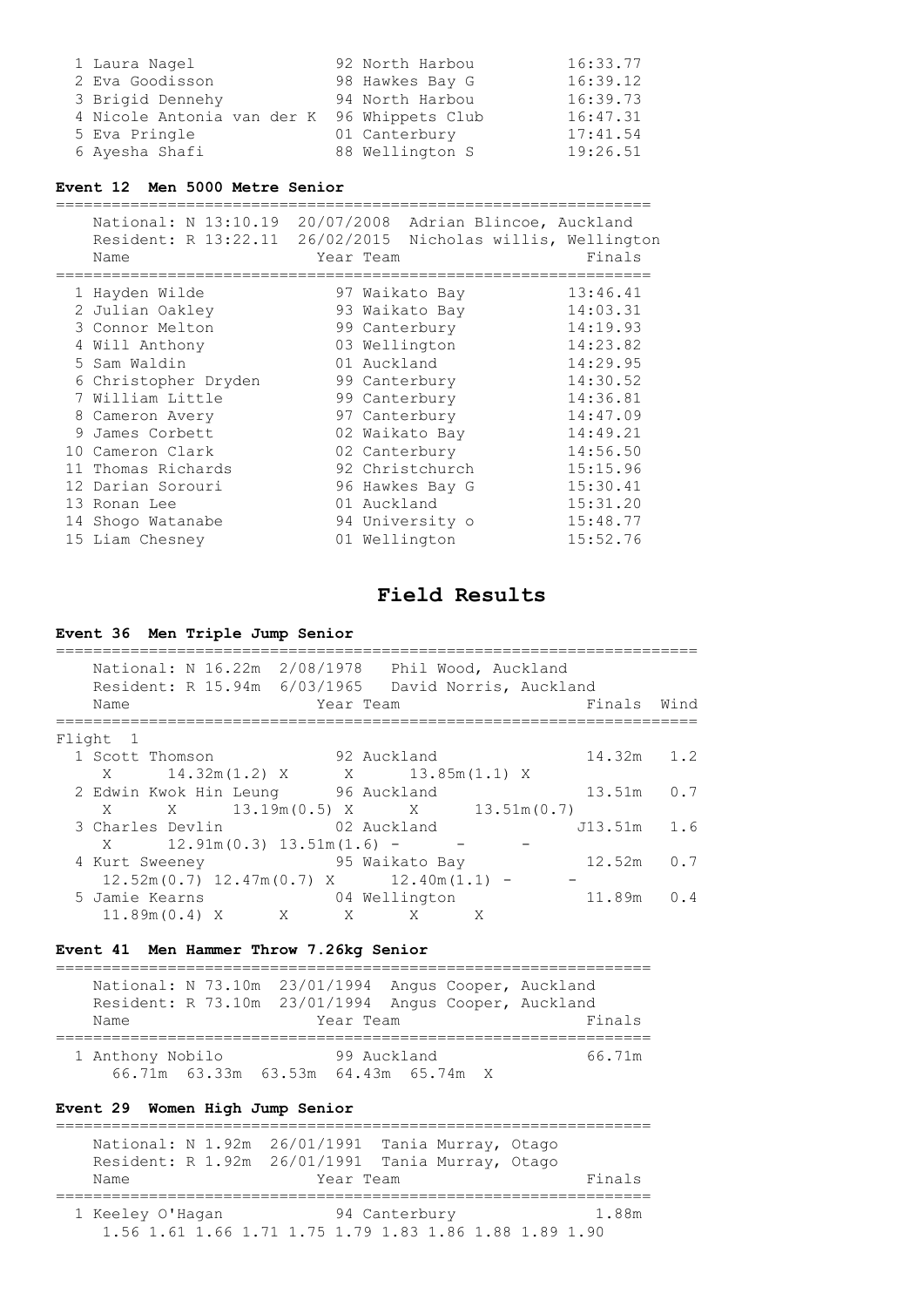| Place | Name | Year | Team | Finals |
|---|---|---|---|---|
| 1 | Laura Nagel | 92 | North Harbou | 16:33.77 |
| 2 | Eva Goodisson | 98 | Hawkes Bay G | 16:39.12 |
| 3 | Brigid Dennehy | 94 | North Harbou | 16:39.73 |
| 4 | Nicole Antonia van der K | 96 | Whippets Club | 16:47.31 |
| 5 | Eva Pringle | 01 | Canterbury | 17:41.54 |
| 6 | Ayesha Shafi | 88 | Wellington S | 19:26.51 |

### Event 12 Men 5000 Metre Senior

National: N 13:10.19 20/07/2008 Adrian Blincoe, Auckland
Resident: R 13:22.11 26/02/2015 Nicholas willis, Wellington

| Place | Name | Year | Team | Finals |
|---|---|---|---|---|
| 1 | Hayden Wilde | 97 | Waikato Bay | 13:46.41 |
| 2 | Julian Oakley | 93 | Waikato Bay | 14:03.31 |
| 3 | Connor Melton | 99 | Canterbury | 14:19.93 |
| 4 | Will Anthony | 03 | Wellington | 14:23.82 |
| 5 | Sam Waldin | 01 | Auckland | 14:29.95 |
| 6 | Christopher Dryden | 99 | Canterbury | 14:30.52 |
| 7 | William Little | 99 | Canterbury | 14:36.81 |
| 8 | Cameron Avery | 97 | Canterbury | 14:47.09 |
| 9 | James Corbett | 02 | Waikato Bay | 14:49.21 |
| 10 | Cameron Clark | 02 | Canterbury | 14:56.50 |
| 11 | Thomas Richards | 92 | Christchurch | 15:15.96 |
| 12 | Darian Sorouri | 96 | Hawkes Bay G | 15:30.41 |
| 13 | Ronan Lee | 01 | Auckland | 15:31.20 |
| 14 | Shogo Watanabe | 94 | University o | 15:48.77 |
| 15 | Liam Chesney | 01 | Wellington | 15:52.76 |

## Field Results

### Event 36 Men Triple Jump Senior

National: N 16.22m 2/08/1978 Phil Wood, Auckland
Resident: R 15.94m 6/03/1965 David Norris, Auckland

Flight 1

| Place | Name | Year | Team | Finals | Wind |
|---|---|---|---|---|---|
| 1 | Scott Thomson | 92 | Auckland | 14.32m | 1.2 |
| | X 14.32m(1.2) X X 13.85m(1.1) X | | | | |
| 2 | Edwin Kwok Hin Leung | 96 | Auckland | 13.51m | 0.7 |
| | X X 13.19m(0.5) X X 13.51m(0.7) | | | | |
| 3 | Charles Devlin | 02 | Auckland | J13.51m | 1.6 |
| | X 12.91m(0.3) 13.51m(1.6) - - - | | | | |
| 4 | Kurt Sweeney | 95 | Waikato Bay | 12.52m | 0.7 |
| | 12.52m(0.7) 12.47m(0.7) X 12.40m(1.1) - - | | | | |
| 5 | Jamie Kearns | 04 | Wellington | 11.89m | 0.4 |
| | 11.89m(0.4) X X X X X | | | | |

### Event 41 Men Hammer Throw 7.26kg Senior

National: N 73.10m 23/01/1994 Angus Cooper, Auckland
Resident: R 73.10m 23/01/1994 Angus Cooper, Auckland

| Place | Name | Year | Team | Finals |
|---|---|---|---|---|
| 1 | Anthony Nobilo | 99 | Auckland | 66.71m |
| | 66.71m 63.33m 63.53m 64.43m 65.74m X | | | |

### Event 29 Women High Jump Senior

National: N 1.92m 26/01/1991 Tania Murray, Otago
Resident: R 1.92m 26/01/1991 Tania Murray, Otago

| Place | Name | Year | Team | Finals |
|---|---|---|---|---|
| 1 | Keeley O'Hagan | 94 | Canterbury | 1.88m |
| | 1.56 1.61 1.66 1.71 1.75 1.79 1.83 1.86 1.88 1.89 1.90 | | | |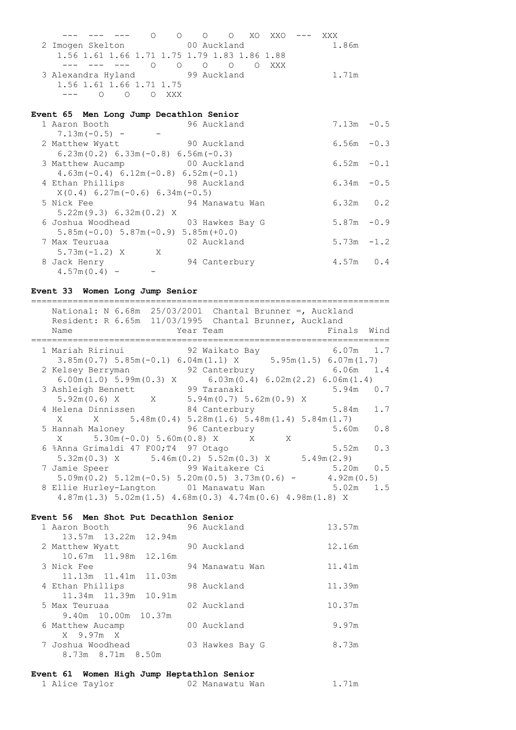```
    --- --- ---   O   O   O   O  XO  XXO  ---  XXX
  2 Imogen Skelton           00 Auckland                1.86m
     1.56 1.61 1.66 1.71 1.75 1.79 1.83 1.86 1.88
     --- --- ---   O   O   O   O   O  XXX
  3 Alexandra Hyland         99 Auckland                1.71m
     1.56 1.61 1.66 1.71 1.75
     ---   O   O   O  XXX
```

**Event 65  Men Long Jump Decathlon Senior**

```
  1 Aaron Booth              96 Auckland                7.13m  -0.5
     7.13m(-0.5)  -       -
  2 Matthew Wyatt            90 Auckland                6.56m  -0.3
     6.23m(0.2) 6.33m(-0.8) 6.56m(-0.3)
  3 Matthew Aucamp           00 Auckland                6.52m  -0.1
     4.63m(-0.4) 6.12m(-0.8) 6.52m(-0.1)
  4 Ethan Phillips           98 Auckland                6.34m  -0.5
     X(0.4) 6.27m(-0.6) 6.34m(-0.5)
  5 Nick Fee                 94 Manawatu Wan            6.32m   0.2
     5.22m(9.3) 6.32m(0.2) X
  6 Joshua Woodhead          03 Hawkes Bay G            5.87m  -0.9
     5.85m(-0.0) 5.87m(-0.9) 5.85m(+0.0)
  7 Max Teuruaa              02 Auckland                5.73m  -1.2
     5.73m(-1.2) X       X
  8 Jack Henry               94 Canterbury              4.57m   0.4
     4.57m(0.4)  -       -
```

**Event 33  Women Long Jump Senior**

```
===================================================================
    National: N 6.68m  25/03/2001  Chantal Brunner =, Auckland
    Resident: R 6.65m  11/03/1995  Chantal Brunner, Auckland
    Name                    Year Team                   Finals  Wind
===================================================================
  1 Mariah Ririnui           92 Waikato Bay              6.07m   1.7
     3.85m(0.7) 5.85m(-0.1) 6.04m(1.1) X      5.95m(1.5) 6.07m(1.7)
  2 Kelsey Berryman          92 Canterbury               6.06m   1.4
     6.00m(1.0) 5.99m(0.3) X      6.03m(0.4) 6.02m(2.2) 6.06m(1.4)
  3 Ashleigh Bennett         99 Taranaki                 5.94m   0.7
     5.92m(0.6) X      X      5.94m(0.7) 5.62m(0.9) X
  4 Helena Dinnissen         84 Canterbury               5.84m   1.7
     X      X      5.48m(0.4) 5.28m(1.6) 5.48m(1.4) 5.84m(1.7)
  5 Hannah Maloney           96 Canterbury               5.60m   0.8
     X      5.30m(-0.0) 5.60m(0.8) X      X      X
  6 %Anna Grimaldi 47 F00;T4  97 Otago                   5.52m   0.3
     5.32m(0.3) X      5.46m(0.2) 5.52m(0.3) X      5.49m(2.9)
  7 Jamie Speer              99 Waitakere Ci             5.20m   0.5
     5.09m(0.2) 5.12m(-0.5) 5.20m(0.5) 3.73m(0.6)  -      4.92m(0.5)
  8 Ellie Hurley-Langton     01 Manawatu Wan             5.02m   1.5
     4.87m(1.3) 5.02m(1.5) 4.68m(0.3) 4.74m(0.6) 4.98m(1.8) X
```

**Event 56  Men Shot Put Decathlon Senior**

```
  1 Aaron Booth              96 Auckland                13.57m
     13.57m  13.22m  12.94m
  2 Matthew Wyatt            90 Auckland                12.16m
     10.67m  11.98m  12.16m
  3 Nick Fee                 94 Manawatu Wan            11.41m
     11.13m  11.41m  11.03m
  4 Ethan Phillips           98 Auckland                11.39m
     11.34m  11.39m  10.91m
  5 Max Teuruaa              02 Auckland                10.37m
     9.40m  10.00m  10.37m
  6 Matthew Aucamp           00 Auckland                 9.97m
     X  9.97m  X
  7 Joshua Woodhead          03 Hawkes Bay G             8.73m
     8.73m  8.71m  8.50m
```

**Event 61  Women High Jump Heptathlon Senior**

```
  1 Alice Taylor             02 Manawatu Wan             1.71m
```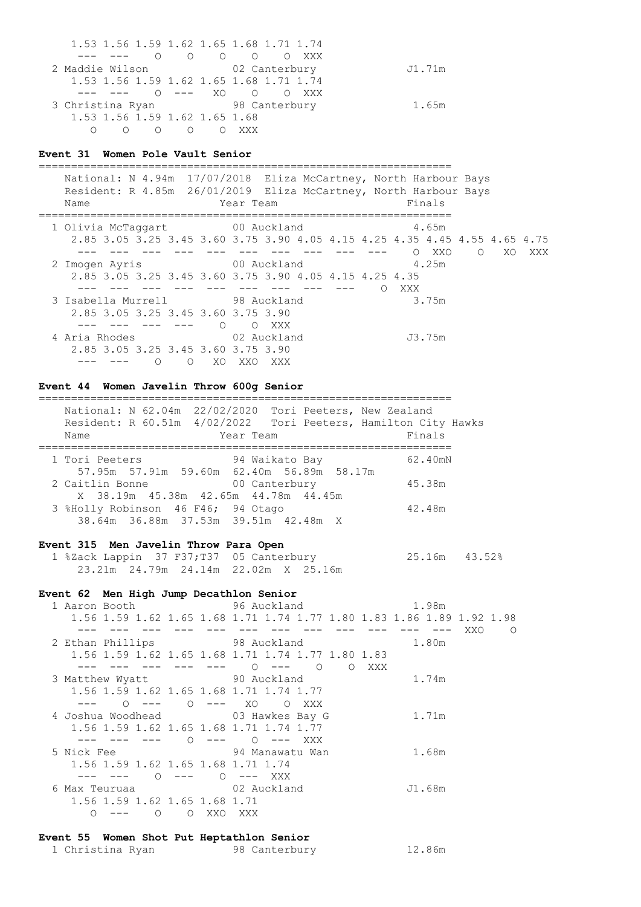```
    1.53 1.56 1.59 1.62 1.65 1.68 1.71 1.74
     ---  ---    O    O    O    O    O  XXX
  2 Maddie Wilson            02 Canterbury             J1.71m
    1.53 1.56 1.59 1.62 1.65 1.68 1.71 1.74
     ---  ---    O  ---   XO    O    O  XXX
  3 Christina Ryan           98 Canterbury              1.65m
    1.53 1.56 1.59 1.62 1.65 1.68
       O    O    O    O    O  XXX
```

**Event 31  Women Pole Vault Senior**

```
=================================================================
    National: N 4.94m  17/07/2018  Eliza McCartney, North Harbour Bays
    Resident: R 4.85m  26/01/2019  Eliza McCartney, North Harbour Bays
    Name                    Year Team                      Finals
=================================================================
  1 Olivia McTaggart         00 Auckland                 4.65m
    2.85 3.05 3.25 3.45 3.60 3.75 3.90 4.05 4.15 4.25 4.35 4.45 4.55 4.65 4.75
     ---  ---  ---  ---  ---  ---  ---  ---  ---  ---    O  XXO    O   XO  XXX
  2 Imogen Ayris             00 Auckland                 4.25m
    2.85 3.05 3.25 3.45 3.60 3.75 3.90 4.05 4.15 4.25 4.35
     ---  ---  ---  ---  ---  ---  ---  ---  ---    O  XXX
  3 Isabella Murrell         98 Auckland                 3.75m
    2.85 3.05 3.25 3.45 3.60 3.75 3.90
     ---  ---  ---  ---    O    O  XXX
  4 Aria Rhodes              02 Auckland                J3.75m
    2.85 3.05 3.25 3.45 3.60 3.75 3.90
     ---  ---    O    O   XO  XXO  XXX
```

**Event 44  Women Javelin Throw 600g Senior**

```
=================================================================
    National: N 62.04m  22/02/2020  Tori Peeters, New Zealand
    Resident: R 60.51m  4/02/2022   Tori Peeters, Hamilton City Hawks
    Name                    Year Team                      Finals
=================================================================
  1 Tori Peeters             94 Waikato Bay             62.40mN
     57.95m  57.91m  59.60m  62.40m  56.89m  58.17m
  2 Caitlin Bonne            00 Canterbury              45.38m
      X  38.19m  45.38m  42.65m  44.78m  44.45m
  3 %Holly Robinson  46 F46;  94 Otago                  42.48m
     38.64m  36.88m  37.53m  39.51m  42.48m  X
```

**Event 315  Men Javelin Throw Para Open**

```
  1 %Zack Lappin  37 F37;T37  05 Canterbury             25.16m   43.52%
      23.21m  24.79m  24.14m  22.02m  X  25.16m
```

**Event 62  Men High Jump Decathlon Senior**

```
  1 Aaron Booth              96 Auckland                 1.98m
    1.56 1.59 1.62 1.65 1.68 1.71 1.74 1.77 1.80 1.83 1.86 1.89 1.92 1.98
     ---  ---  ---  ---  ---  ---  ---  ---  ---  ---  ---  ---  XXO    O
  2 Ethan Phillips           98 Auckland                 1.80m
    1.56 1.59 1.62 1.65 1.68 1.71 1.74 1.77 1.80 1.83
     ---  ---  ---  ---  ---    O  ---    O    O  XXX
  3 Matthew Wyatt            90 Auckland                 1.74m
    1.56 1.59 1.62 1.65 1.68 1.71 1.74 1.77
     ---    O  ---    O  ---   XO    O  XXX
  4 Joshua Woodhead          03 Hawkes Bay G             1.71m
    1.56 1.59 1.62 1.65 1.68 1.71 1.74 1.77
     ---  ---  ---    O  ---    O  ---  XXX
  5 Nick Fee                 94 Manawatu Wan             1.68m
    1.56 1.59 1.62 1.65 1.68 1.71 1.74
     ---  ---    O  ---    O  ---  XXX
  6 Max Teuruaa              02 Auckland                J1.68m
    1.56 1.59 1.62 1.65 1.68 1.71
       O  ---    O    O  XXO  XXX
```

**Event 55  Women Shot Put Heptathlon Senior**

```
  1 Christina Ryan           98 Canterbury              12.86m
```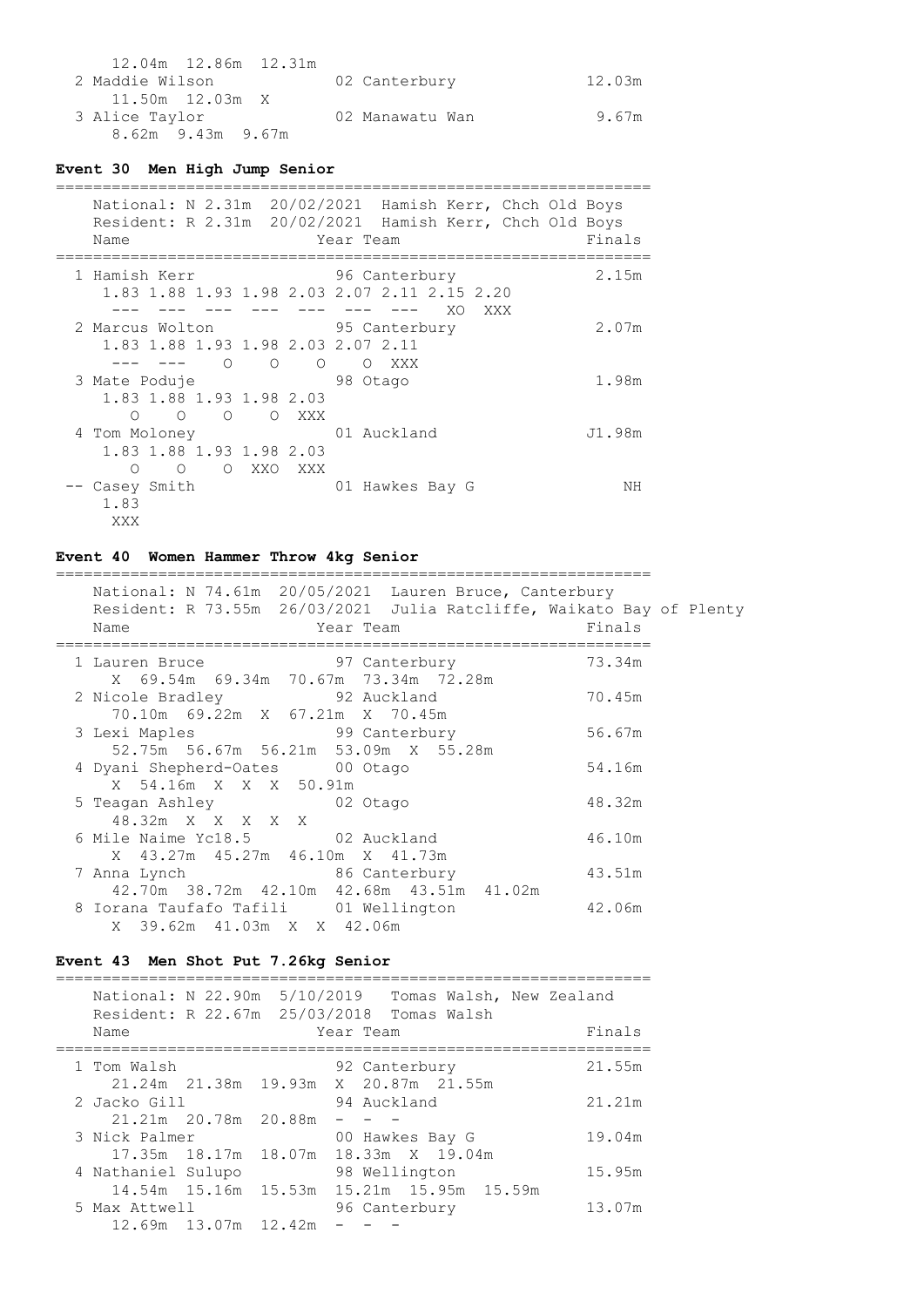```
     12.04m  12.86m  12.31m
  2 Maddie Wilson             02 Canterbury             12.03m
     11.50m  12.03m  X
  3 Alice Taylor              02 Manawatu Wan            9.67m
     8.62m  9.43m  9.67m
```

### Event 30  Men High Jump Senior

```
================================================================
    National: N 2.31m  20/02/2021  Hamish Kerr, Chch Old Boys
    Resident: R 2.31m  20/02/2021  Hamish Kerr, Chch Old Boys
    Name                    Year Team                   Finals
================================================================
  1 Hamish Kerr               96 Canterbury              2.15m
     1.83 1.88 1.93 1.98 2.03 2.07 2.11 2.15 2.20
      ---  ---  ---  ---  ---  ---  ---   XO  XXX
  2 Marcus Wolton             95 Canterbury              2.07m
     1.83 1.88 1.93 1.98 2.03 2.07 2.11
      ---  ---    O    O    O    O  XXX
  3 Mate Poduje               98 Otago                   1.98m
     1.83 1.88 1.93 1.98 2.03
        O    O    O    O  XXX
  4 Tom Moloney               01 Auckland               J1.98m
     1.83 1.88 1.93 1.98 2.03
        O    O    O  XXO  XXX
 -- Casey Smith               01 Hawkes Bay G               NH
     1.83
      XXX
```

### Event 40  Women Hammer Throw 4kg Senior

```
================================================================
    National: N 74.61m  20/05/2021  Lauren Bruce, Canterbury
    Resident: R 73.55m  26/03/2021  Julia Ratcliffe, Waikato Bay of Plenty
    Name                    Year Team                   Finals
================================================================
  1 Lauren Bruce              97 Canterbury             73.34m
     X  69.54m  69.34m  70.67m  73.34m  72.28m
  2 Nicole Bradley            92 Auckland               70.45m
     70.10m  69.22m  X  67.21m  X  70.45m
  3 Lexi Maples               99 Canterbury             56.67m
     52.75m  56.67m  56.21m  53.09m  X  55.28m
  4 Dyani Shepherd-Oates      00 Otago                  54.16m
     X  54.16m  X  X  X  50.91m
  5 Teagan Ashley             02 Otago                  48.32m
     48.32m  X  X  X  X  X
  6 Mile Naime Yc18.5         02 Auckland               46.10m
     X  43.27m  45.27m  46.10m  X  41.73m
  7 Anna Lynch                86 Canterbury             43.51m
     42.70m  38.72m  42.10m  42.68m  43.51m  41.02m
  8 Iorana Taufafo Tafili     01 Wellington             42.06m
     X  39.62m  41.03m  X  X  42.06m
```

### Event 43  Men Shot Put 7.26kg Senior

```
================================================================
    National: N 22.90m  5/10/2019   Tomas Walsh, New Zealand
    Resident: R 22.67m  25/03/2018  Tomas Walsh
    Name                    Year Team                   Finals
================================================================
  1 Tom Walsh                 92 Canterbury             21.55m
     21.24m  21.38m  19.93m  X  20.87m  21.55m
  2 Jacko Gill                94 Auckland               21.21m
     21.21m  20.78m  20.88m  -  -  -
  3 Nick Palmer               00 Hawkes Bay G           19.04m
     17.35m  18.17m  18.07m  18.33m  X  19.04m
  4 Nathaniel Sulupo          98 Wellington             15.95m
     14.54m  15.16m  15.53m  15.21m  15.95m  15.59m
  5 Max Attwell               96 Canterbury             13.07m
     12.69m  13.07m  12.42m  -  -  -
```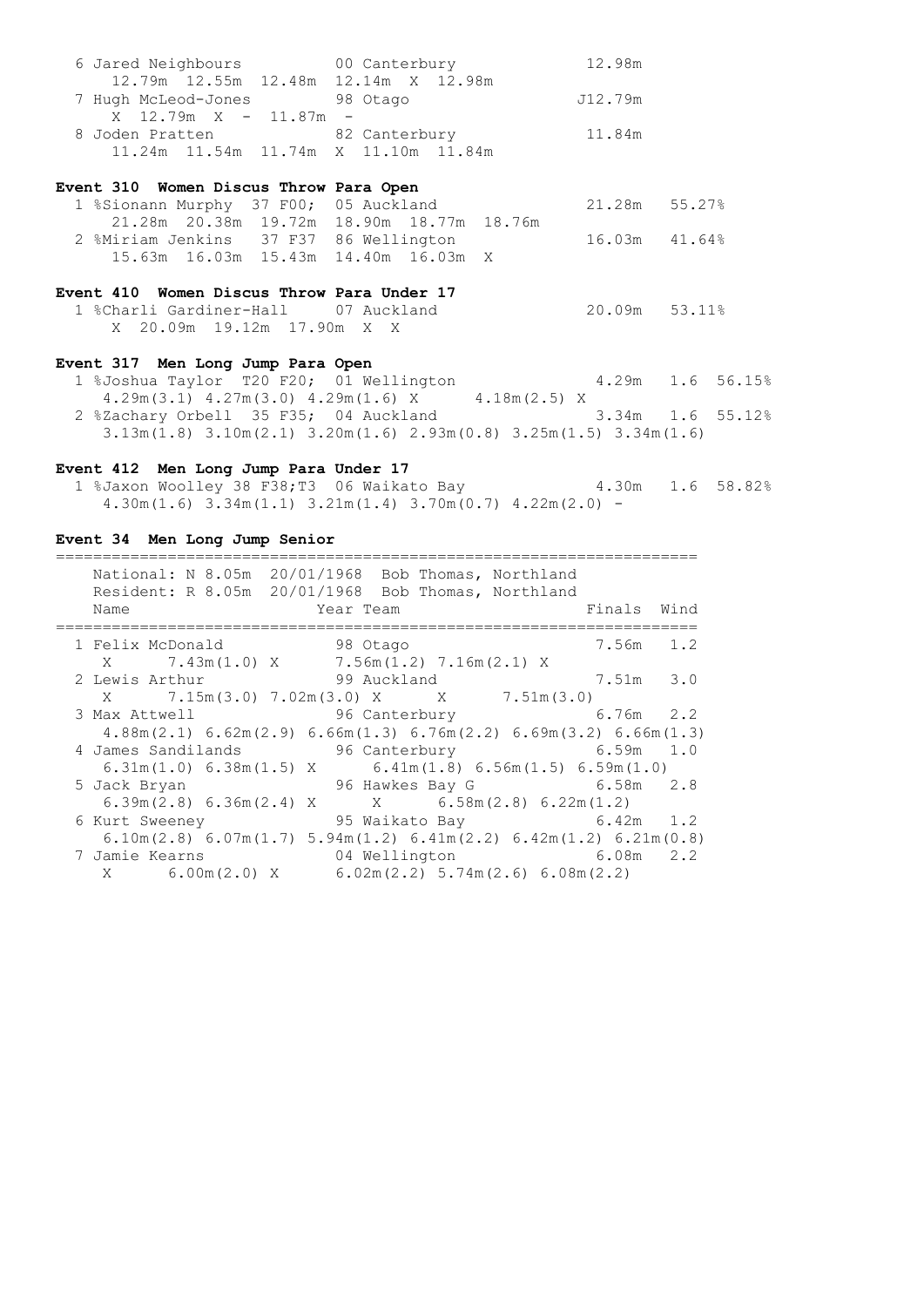```
  6 Jared Neighbours          00 Canterbury              12.98m
      12.79m  12.55m  12.48m  12.14m  X  12.98m
  7 Hugh McLeod-Jones         98 Otago                  J12.79m
      X  12.79m  X  -  11.87m  -
  8 Joden Pratten             82 Canterbury              11.84m
      11.24m  11.54m  11.74m  X  11.10m  11.84m
```

**Event 310  Women Discus Throw Para Open**

```
  1 %Sionann Murphy  37 F00;  05 Auckland               21.28m  55.27%
      21.28m  20.38m  19.72m  18.90m  18.77m  18.76m
  2 %Miriam Jenkins   37 F37  86 Wellington             16.03m  41.64%
      15.63m  16.03m  15.43m  14.40m  16.03m  X
```

**Event 410  Women Discus Throw Para Under 17**

```
  1 %Charli Gardiner-Hall     07 Auckland               20.09m  53.11%
      X  20.09m  19.12m  17.90m  X  X
```

**Event 317  Men Long Jump Para Open**

```
  1 %Joshua Taylor  T20 F20;  01 Wellington              4.29m   1.6  56.15%
     4.29m(3.1) 4.27m(3.0) 4.29m(1.6) X      4.18m(2.5) X
  2 %Zachary Orbell  35 F35;  04 Auckland                3.34m   1.6  55.12%
     3.13m(1.8) 3.10m(2.1) 3.20m(1.6) 2.93m(0.8) 3.25m(1.5) 3.34m(1.6)
```

**Event 412  Men Long Jump Para Under 17**

```
  1 %Jaxon Woolley 38 F38;T3  06 Waikato Bay             4.30m   1.6  58.82%
     4.30m(1.6) 3.34m(1.1) 3.21m(1.4) 3.70m(0.7) 4.22m(2.0) -
```

**Event 34  Men Long Jump Senior**

```
=======================================================================
    National: N 8.05m  20/01/1968  Bob Thomas, Northland
    Resident: R 8.05m  20/01/1968  Bob Thomas, Northland
    Name                    Year Team                    Finals  Wind
=======================================================================
  1 Felix McDonald          98 Otago                     7.56m   1.2
     X      7.43m(1.0) X      7.56m(1.2) 7.16m(2.1) X
  2 Lewis Arthur            99 Auckland                  7.51m   3.0
     X      7.15m(3.0) 7.02m(3.0) X      X      7.51m(3.0)
  3 Max Attwell             96 Canterbury                6.76m   2.2
     4.88m(2.1) 6.62m(2.9) 6.66m(1.3) 6.76m(2.2) 6.69m(3.2) 6.66m(1.3)
  4 James Sandilands        96 Canterbury                6.59m   1.0
     6.31m(1.0) 6.38m(1.5) X      6.41m(1.8) 6.56m(1.5) 6.59m(1.0)
  5 Jack Bryan              96 Hawkes Bay G              6.58m   2.8
     6.39m(2.8) 6.36m(2.4) X      X      6.58m(2.8) 6.22m(1.2)
  6 Kurt Sweeney            95 Waikato Bay               6.42m   1.2
     6.10m(2.8) 6.07m(1.7) 5.94m(1.2) 6.41m(2.2) 6.42m(1.2) 6.21m(0.8)
  7 Jamie Kearns            04 Wellington                6.08m   2.2
     X      6.00m(2.0) X      6.02m(2.2) 5.74m(2.6) 6.08m(2.2)
```